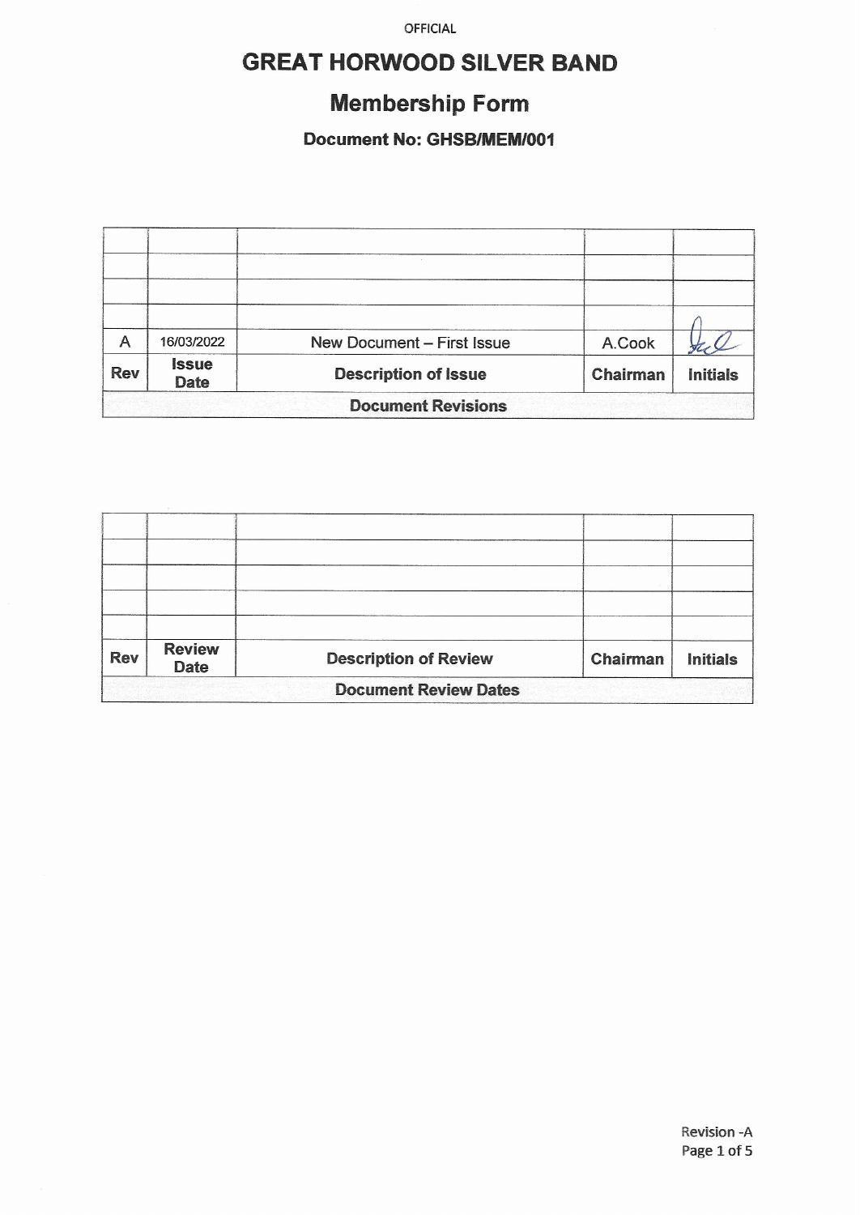OFFICIAL

# GREAT HORWOOD SILVER BAND

## Membership Form

### Document No: GHSB/MEM/001

| | | | | |
|---|---|---|---|---|
| | | | | |
| | | | | |
| | | | | |
| | | | | |
| A | 16/03/2022 | New Document – First Issue | A.Cook | |
| **Rev** | **Issue Date** | **Description of Issue** | **Chairman** | **Initials** |
| **Document Revisions** | | | | |

| | | | | |
|---|---|---|---|---|
| | | | | |
| | | | | |
| | | | | |
| | | | | |
| | | | | |
| **Rev** | **Review Date** | **Description of Review** | **Chairman** | **Initials** |
| **Document Review Dates** | | | | |

Revision -A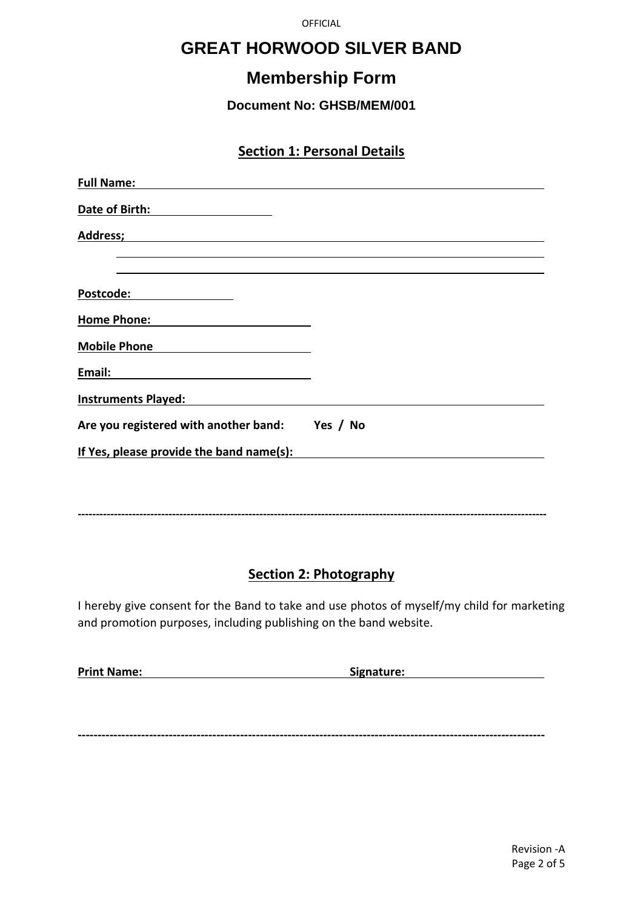# GREAT HORWOOD SILVER BAND

## Membership Form

### Document No: GHSB/MEM/001

### Section 1: Personal Details

**Full Name:** ______________________________________________

**Date of Birth:** ____________________

**Address;** ______________________________________________

______________________________________________

______________________________________________

**Postcode:** ________________

**Home Phone:** ____________________

**Mobile Phone** ____________________

**Email:** ____________________

**Instruments Played:** ______________________________________________

**Are you registered with another band: Yes / No**

**If Yes, please provide the band name(s):** ______________________________

---

### Section 2: Photography

I hereby give consent for the Band to take and use photos of myself/my child for marketing and promotion purposes, including publishing on the band website.

**Print Name:** ____________________ **Signature:** ____________________

---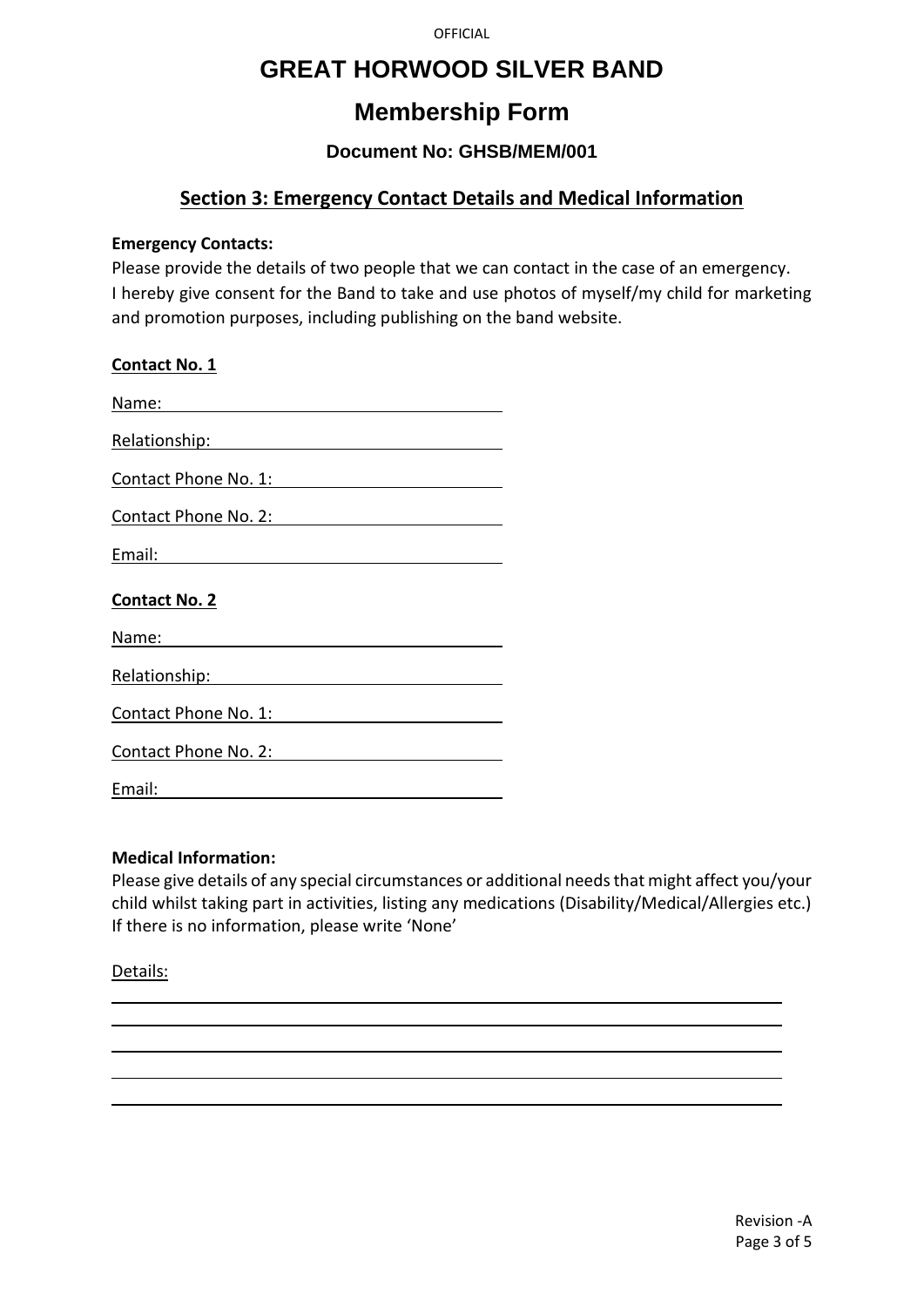# GREAT HORWOOD SILVER BAND

## Membership Form

### Document No: GHSB/MEM/001

### Section 3: Emergency Contact Details and Medical Information

**Emergency Contacts:**

Please provide the details of two people that we can contact in the case of an emergency.
I hereby give consent for the Band to take and use photos of myself/my child for marketing and promotion purposes, including publishing on the band website.

**Contact No. 1**

Name: ______________________________

Relationship: ______________________________

Contact Phone No. 1: ______________________________

Contact Phone No. 2: ______________________________

Email: ______________________________

**Contact No. 2**

Name: ______________________________

Relationship: ______________________________

Contact Phone No. 1: ______________________________

Contact Phone No. 2: ______________________________

Email: ______________________________

**Medical Information:**

Please give details of any special circumstances or additional needs that might affect you/your child whilst taking part in activities, listing any medications (Disability/Medical/Allergies etc.) If there is no information, please write 'None'

Details:

______________________________________________________________________

______________________________________________________________________

______________________________________________________________________

______________________________________________________________________

______________________________________________________________________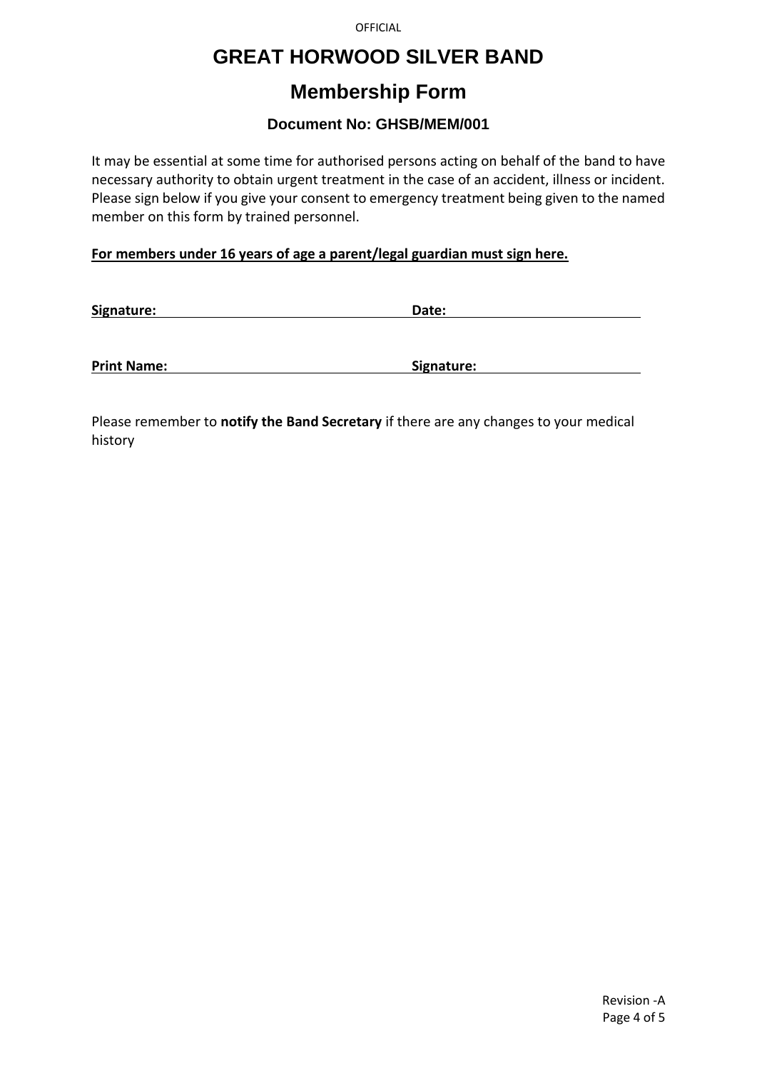# GREAT HORWOOD SILVER BAND

## Membership Form

### Document No: GHSB/MEM/001

It may be essential at some time for authorised persons acting on behalf of the band to have necessary authority to obtain urgent treatment in the case of an accident, illness or incident. Please sign below if you give your consent to emergency treatment being given to the named member on this form by trained personnel.

**For members under 16 years of age a parent/legal guardian must sign here.**

**Signature:** ______________________ **Date:** ______________________

**Print Name:** ______________________ **Signature:** ______________________

Please remember to **notify the Band Secretary** if there are any changes to your medical history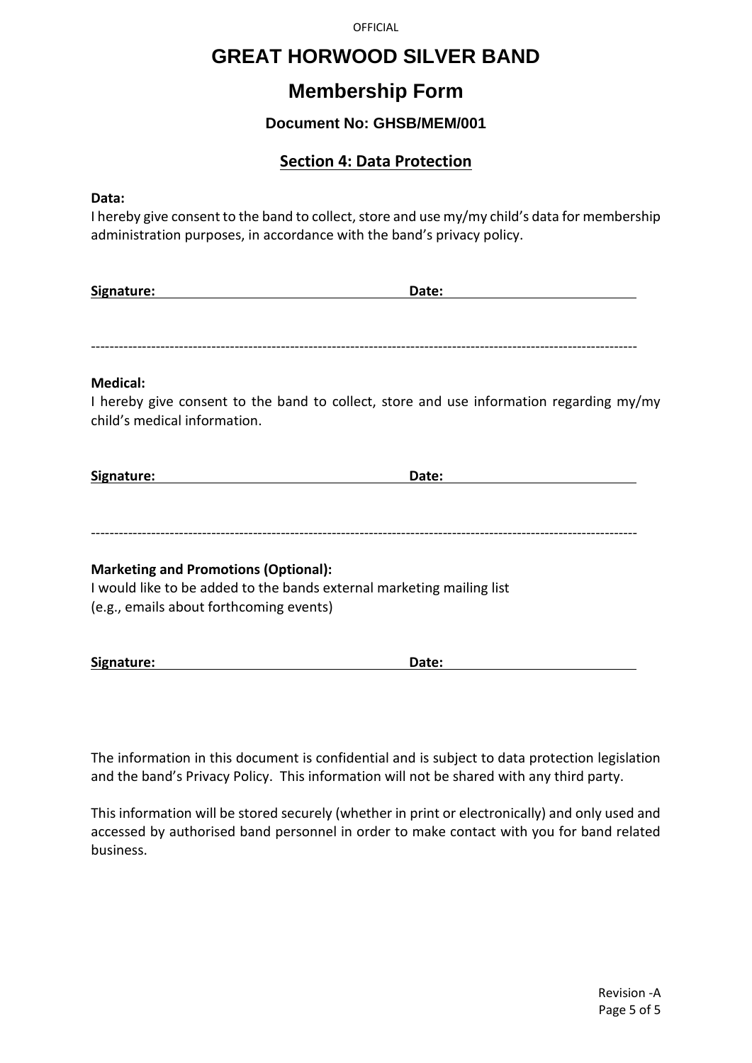# GREAT HORWOOD SILVER BAND

## Membership Form

### Document No: GHSB/MEM/001

### Section 4: Data Protection

**Data:**
I hereby give consent to the band to collect, store and use my/my child's data for membership administration purposes, in accordance with the band's privacy policy.

**Signature:** ______________________ **Date:** ______________________

---

**Medical:**
I hereby give consent to the band to collect, store and use information regarding my/my child's medical information.

**Signature:** ______________________ **Date:** ______________________

---

**Marketing and Promotions (Optional):**
I would like to be added to the bands external marketing mailing list
(e.g., emails about forthcoming events)

**Signature:** ______________________ **Date:** ______________________

The information in this document is confidential and is subject to data protection legislation and the band's Privacy Policy. This information will not be shared with any third party.

This information will be stored securely (whether in print or electronically) and only used and accessed by authorised band personnel in order to make contact with you for band related business.

Revision -A